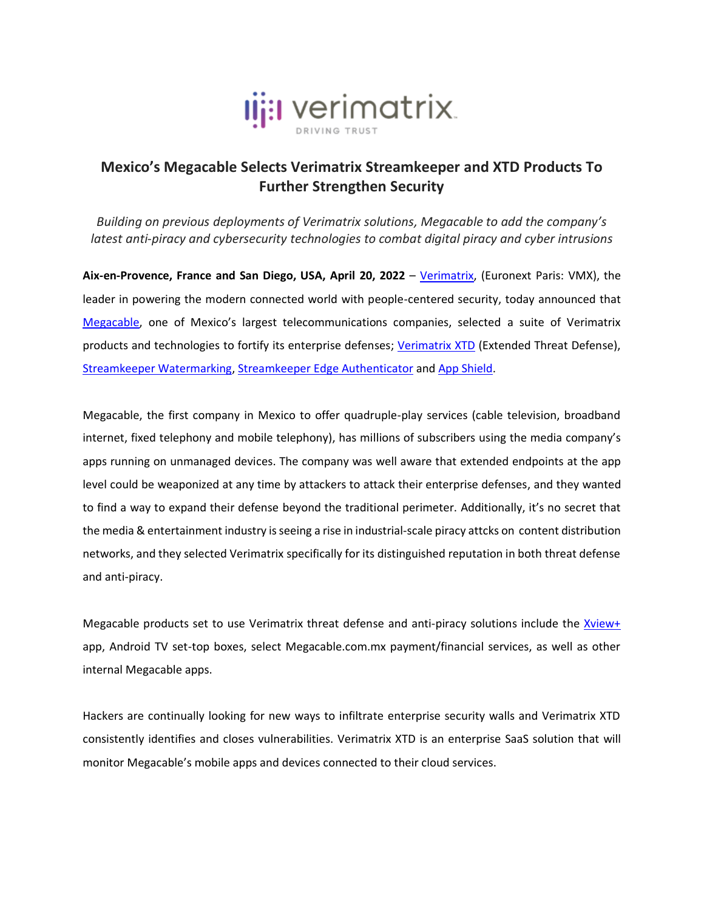# Mexico's Megacable Selects Verimatrix Streamkeeper and XTD Products To Further Strengthen Security

*Building on previous deployments of Verimatrix solutions, Megacable to add the company's latest anti-piracy and cybersecurity technologies to combat digital piracy and cyber intrusions*

**Aix-en-Provence, France and San Diego, USA, April 20, 2022** – Verimatrix, (Euronext Paris: VMX), the leader in powering the modern connected world with people-centered security, today announced that Megacable, one of Mexico's largest telecommunications companies, selected a suite of Verimatrix products and technologies to fortify its enterprise defenses; Verimatrix XTD (Extended Threat Defense), Streamkeeper Watermarking, Streamkeeper Edge Authenticator and App Shield.

Megacable, the first company in Mexico to offer quadruple-play services (cable television, broadband internet, fixed telephony and mobile telephony), has millions of subscribers using the media company's apps running on unmanaged devices. The company was well aware that extended endpoints at the app level could be weaponized at any time by attackers to attack their enterprise defenses, and they wanted to find a way to expand their defense beyond the traditional perimeter. Additionally, it's no secret that the media & entertainment industry is seeing a rise in industrial-scale piracy attcks on content distribution networks, and they selected Verimatrix specifically for its distinguished reputation in both threat defense and anti-piracy.

Megacable products set to use Verimatrix threat defense and anti-piracy solutions include the Xview+ app, Android TV set-top boxes, select Megacable.com.mx payment/financial services, as well as other internal Megacable apps.

Hackers are continually looking for new ways to infiltrate enterprise security walls and Verimatrix XTD consistently identifies and closes vulnerabilities. Verimatrix XTD is an enterprise SaaS solution that will monitor Megacable's mobile apps and devices connected to their cloud services.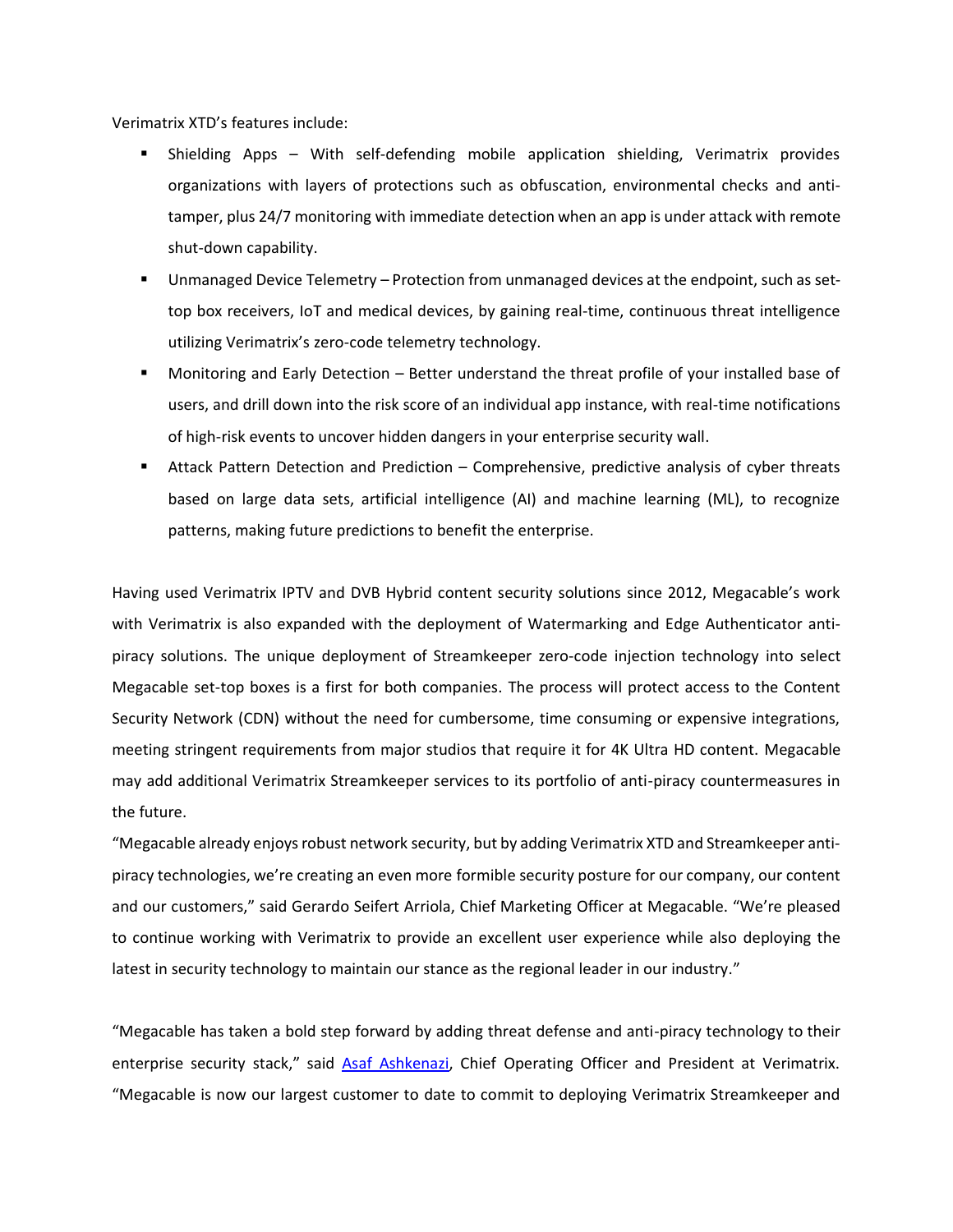Verimatrix XTD's features include:

- Shielding Apps – With self-defending mobile application shielding, Verimatrix provides organizations with layers of protections such as obfuscation, environmental checks and anti-tamper, plus 24/7 monitoring with immediate detection when an app is under attack with remote shut-down capability.
- Unmanaged Device Telemetry – Protection from unmanaged devices at the endpoint, such as set-top box receivers, IoT and medical devices, by gaining real-time, continuous threat intelligence utilizing Verimatrix's zero-code telemetry technology.
- Monitoring and Early Detection – Better understand the threat profile of your installed base of users, and drill down into the risk score of an individual app instance, with real-time notifications of high-risk events to uncover hidden dangers in your enterprise security wall.
- Attack Pattern Detection and Prediction – Comprehensive, predictive analysis of cyber threats based on large data sets, artificial intelligence (AI) and machine learning (ML), to recognize patterns, making future predictions to benefit the enterprise.

Having used Verimatrix IPTV and DVB Hybrid content security solutions since 2012, Megacable's work with Verimatrix is also expanded with the deployment of Watermarking and Edge Authenticator anti-piracy solutions. The unique deployment of Streamkeeper zero-code injection technology into select Megacable set-top boxes is a first for both companies. The process will protect access to the Content Security Network (CDN) without the need for cumbersome, time consuming or expensive integrations, meeting stringent requirements from major studios that require it for 4K Ultra HD content. Megacable may add additional Verimatrix Streamkeeper services to its portfolio of anti-piracy countermeasures in the future.

"Megacable already enjoys robust network security, but by adding Verimatrix XTD and Streamkeeper anti-piracy technologies, we're creating an even more formible security posture for our company, our content and our customers," said Gerardo Seifert Arriola, Chief Marketing Officer at Megacable. "We're pleased to continue working with Verimatrix to provide an excellent user experience while also deploying the latest in security technology to maintain our stance as the regional leader in our industry."

"Megacable has taken a bold step forward by adding threat defense and anti-piracy technology to their enterprise security stack," said Asaf Ashkenazi, Chief Operating Officer and President at Verimatrix. "Megacable is now our largest customer to date to commit to deploying Verimatrix Streamkeeper and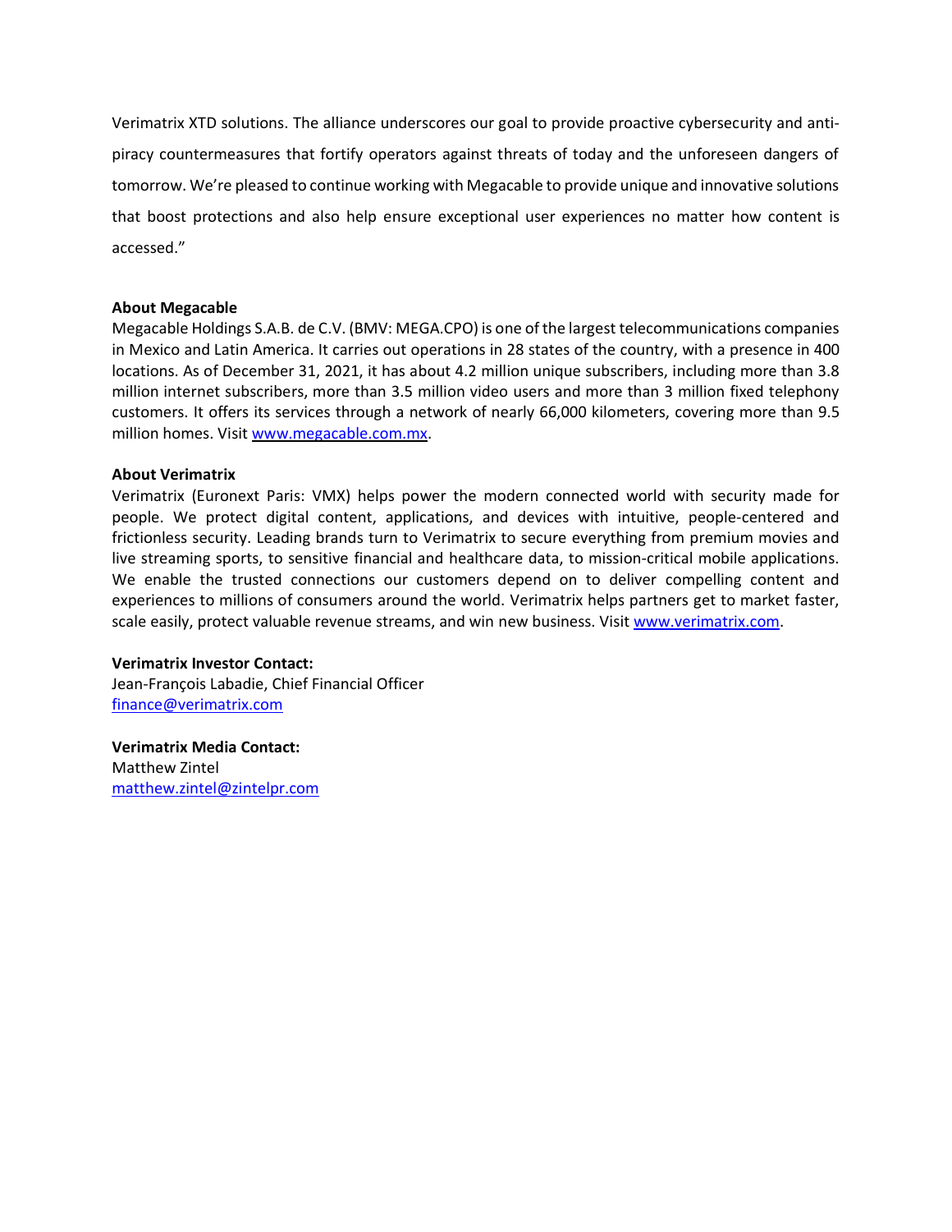Verimatrix XTD solutions. The alliance underscores our goal to provide proactive cybersecurity and anti-piracy countermeasures that fortify operators against threats of today and the unforeseen dangers of tomorrow. We're pleased to continue working with Megacable to provide unique and innovative solutions that boost protections and also help ensure exceptional user experiences no matter how content is accessed."

**About Megacable**
Megacable Holdings S.A.B. de C.V. (BMV: MEGA.CPO) is one of the largest telecommunications companies in Mexico and Latin America. It carries out operations in 28 states of the country, with a presence in 400 locations. As of December 31, 2021, it has about 4.2 million unique subscribers, including more than 3.8 million internet subscribers, more than 3.5 million video users and more than 3 million fixed telephony customers. It offers its services through a network of nearly 66,000 kilometers, covering more than 9.5 million homes. Visit www.megacable.com.mx.

**About Verimatrix**
Verimatrix (Euronext Paris: VMX) helps power the modern connected world with security made for people. We protect digital content, applications, and devices with intuitive, people-centered and frictionless security. Leading brands turn to Verimatrix to secure everything from premium movies and live streaming sports, to sensitive financial and healthcare data, to mission-critical mobile applications. We enable the trusted connections our customers depend on to deliver compelling content and experiences to millions of consumers around the world. Verimatrix helps partners get to market faster, scale easily, protect valuable revenue streams, and win new business. Visit www.verimatrix.com.

**Verimatrix Investor Contact:**
Jean-François Labadie, Chief Financial Officer
finance@verimatrix.com

**Verimatrix Media Contact:**
Matthew Zintel
matthew.zintel@zintelpr.com